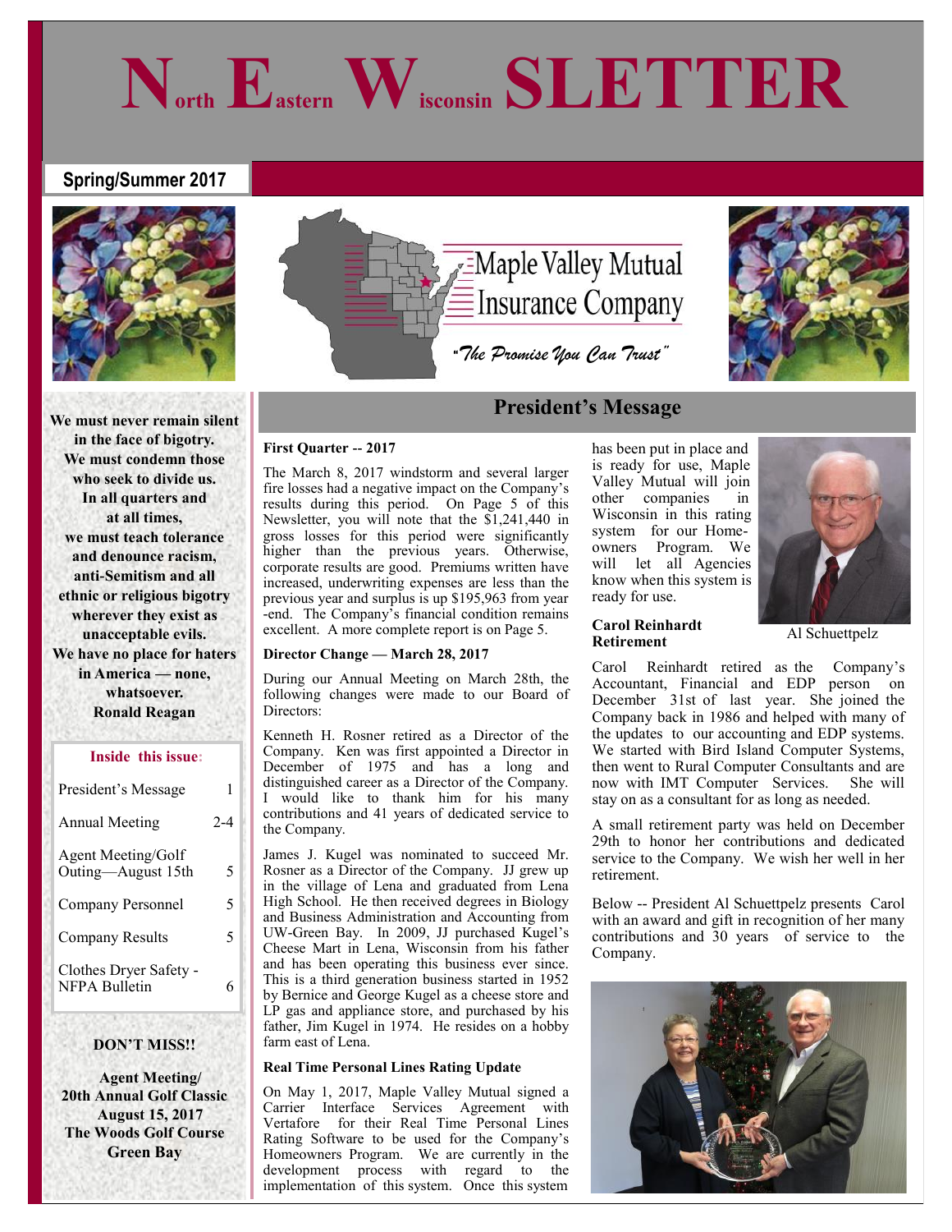# North Eastern Wisconsin SLETTER

**Spring/Summer 2017**

Maple Valley Mutual Insurance Company

*"The Promise You Can Trust"*

**We must never remain silent in the face of bigotry. We must condemn those who seek to divide us. In all quarters and at all times, we must teach tolerance and denounce racism, anti-Semitism and all ethnic or religious bigotry wherever they exist as unacceptable evils. We have no place for haters in America — none, whatsoever. Ronald Reagan**

**Inside this issue:**

| | |
|---|---|
| President's Message | 1 |
| Annual Meeting | 2-4 |
| Agent Meeting/Golf Outing—August 15th | 5 |
| Company Personnel | 5 |
| Company Results | 5 |
| Clothes Dryer Safety - NFPA Bulletin | 6 |

**DON'T MISS!!**

**Agent Meeting/ 20th Annual Golf Classic August 15, 2017 The Woods Golf Course Green Bay**

## President's Message

**First Quarter -- 2017**

The March 8, 2017 windstorm and several larger fire losses had a negative impact on the Company's results during this period. On Page 5 of this Newsletter, you will note that the $1,241,440 in gross losses for this period were significantly higher than the previous years. Otherwise, corporate results are good. Premiums written have increased, underwriting expenses are less than the previous year and surplus is up $195,963 from year-end. The Company's financial condition remains excellent. A more complete report is on Page 5.

**Director Change — March 28, 2017**

During our Annual Meeting on March 28th, the following changes were made to our Board of Directors:

Kenneth H. Rosner retired as a Director of the Company. Ken was first appointed a Director in December of 1975 and has a long and distinguished career as a Director of the Company. I would like to thank him for his many contributions and 41 years of dedicated service to the Company.

James J. Kugel was nominated to succeed Mr. Rosner as a Director of the Company. JJ grew up in the village of Lena and graduated from Lena High School. He then received degrees in Biology and Business Administration and Accounting from UW-Green Bay. In 2009, JJ purchased Kugel's Cheese Mart in Lena, Wisconsin from his father and has been operating this business ever since. This is a third generation business started in 1952 by Bernice and George Kugel as a cheese store and LP gas and appliance store, and purchased by his father, Jim Kugel in 1974. He resides on a hobby farm east of Lena.

**Real Time Personal Lines Rating Update**

On May 1, 2017, Maple Valley Mutual signed a Carrier Interface Services Agreement with Vertafore for their Real Time Personal Lines Rating Software to be used for the Company's Homeowners Program. We are currently in the development process with regard to the implementation of this system. Once this system has been put in place and is ready for use, Maple Valley Mutual will join other companies in Wisconsin in this rating system for our Homeowners Program. We will let all Agencies know when this system is ready for use.

Al Schuettpelz

**Carol Reinhardt Retirement**

Carol Reinhardt retired as the Company's Accountant, Financial and EDP person on December 31st of last year. She joined the Company back in 1986 and helped with many of the updates to our accounting and EDP systems. We started with Bird Island Computer Systems, then went to Rural Computer Consultants and are now with IMT Computer Services. She will stay on as a consultant for as long as needed.

A small retirement party was held on December 29th to honor her contributions and dedicated service to the Company. We wish her well in her retirement.

Below -- President Al Schuettpelz presents Carol with an award and gift in recognition of her many contributions and 30 years of service to the Company.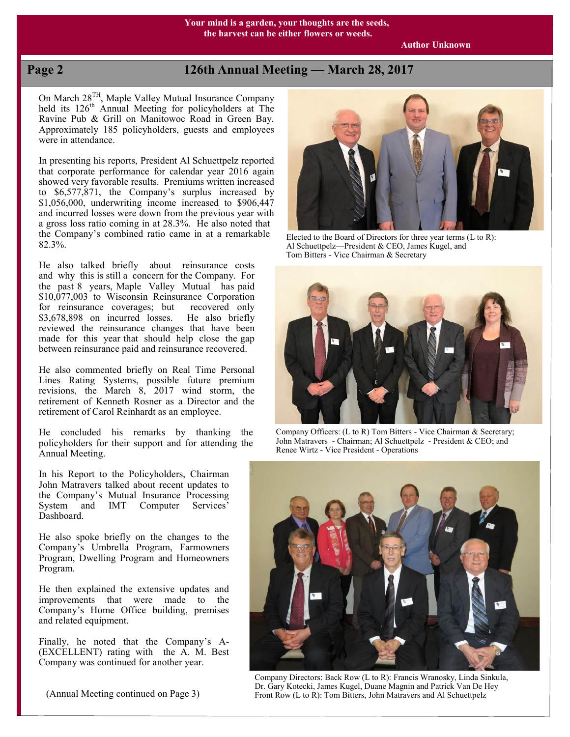Your mind is a garden, your thoughts are the seeds,
the harvest can be either flowers or weeds.

**Author Unknown**

## 126th Annual Meeting — March 28, 2017

On March 28TH, Maple Valley Mutual Insurance Company held its 126th Annual Meeting for policyholders at The Ravine Pub & Grill on Manitowoc Road in Green Bay. Approximately 185 policyholders, guests and employees were in attendance.

In presenting his reports, President Al Schuettpelz reported that corporate performance for calendar year 2016 again showed very favorable results. Premiums written increased to $6,577,871, the Company's surplus increased by $1,056,000, underwriting income increased to $906,447 and incurred losses were down from the previous year with a gross loss ratio coming in at 28.3%. He also noted that the Company's combined ratio came in at a remarkable 82.3%.

He also talked briefly about reinsurance costs and why this is still a concern for the Company. For the past 8 years, Maple Valley Mutual has paid $10,077,003 to Wisconsin Reinsurance Corporation for reinsurance coverages; but recovered only $3,678,898 on incurred losses. He also briefly reviewed the reinsurance changes that have been made for this year that should help close the gap between reinsurance paid and reinsurance recovered.

He also commented briefly on Real Time Personal Lines Rating Systems, possible future premium revisions, the March 8, 2017 wind storm, the retirement of Kenneth Rosner as a Director and the retirement of Carol Reinhardt as an employee.

He concluded his remarks by thanking the policyholders for their support and for attending the Annual Meeting.

In his Report to the Policyholders, Chairman John Matravers talked about recent updates to the Company's Mutual Insurance Processing System and IMT Computer Services' Dashboard.

He also spoke briefly on the changes to the Company's Umbrella Program, Farmowners Program, Dwelling Program and Homeowners Program.

He then explained the extensive updates and improvements that were made to the Company's Home Office building, premises and related equipment.

Finally, he noted that the Company's A- (EXCELLENT) rating with the A. M. Best Company was continued for another year.

(Annual Meeting continued on Page 3)

Elected to the Board of Directors for three year terms (L to R): Al Schuettpelz—President & CEO, James Kugel, and Tom Bitters - Vice Chairman & Secretary

Company Officers: (L to R) Tom Bitters - Vice Chairman & Secretary; John Matravers - Chairman; Al Schuettpelz - President & CEO; and Renee Wirtz - Vice President - Operations

Company Directors: Back Row (L to R): Francis Wranosky, Linda Sinkula, Dr. Gary Kotecki, James Kugel, Duane Magnin and Patrick Van De Hey
Front Row (L to R): Tom Bitters, John Matravers and Al Schuettpelz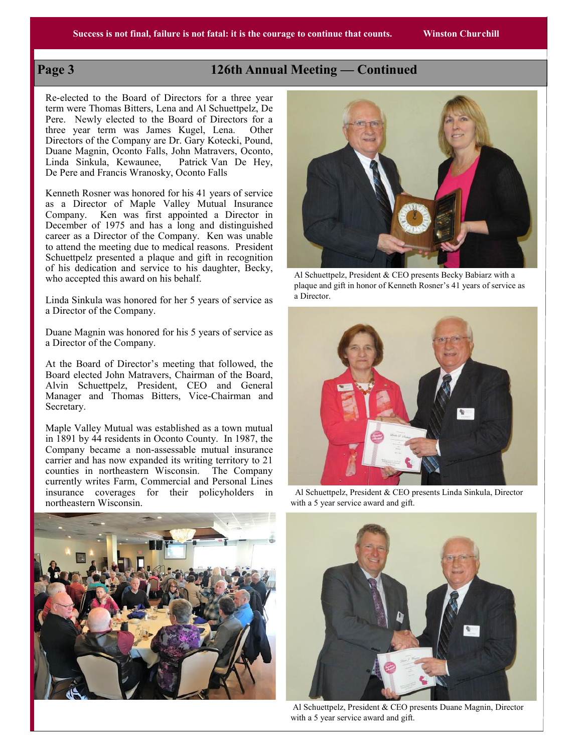## 126th Annual Meeting — Continued

Re-elected to the Board of Directors for a three year term were Thomas Bitters, Lena and Al Schuettpelz, De Pere. Newly elected to the Board of Directors for a three year term was James Kugel, Lena. Other Directors of the Company are Dr. Gary Kotecki, Pound, Duane Magnin, Oconto Falls, John Matravers, Oconto, Linda Sinkula, Kewaunee, Patrick Van De Hey, De Pere and Francis Wranosky, Oconto Falls

Kenneth Rosner was honored for his 41 years of service as a Director of Maple Valley Mutual Insurance Company. Ken was first appointed a Director in December of 1975 and has a long and distinguished career as a Director of the Company. Ken was unable to attend the meeting due to medical reasons. President Schuettpelz presented a plaque and gift in recognition of his dedication and service to his daughter, Becky, who accepted this award on his behalf.

Linda Sinkula was honored for her 5 years of service as a Director of the Company.

Duane Magnin was honored for his 5 years of service as a Director of the Company.

At the Board of Director's meeting that followed, the Board elected John Matravers, Chairman of the Board, Alvin Schuettpelz, President, CEO and General Manager and Thomas Bitters, Vice-Chairman and Secretary.

Maple Valley Mutual was established as a town mutual in 1891 by 44 residents in Oconto County. In 1987, the Company became a non-assessable mutual insurance carrier and has now expanded its writing territory to 21 counties in northeastern Wisconsin. The Company currently writes Farm, Commercial and Personal Lines insurance coverages for their policyholders in northeastern Wisconsin.

Al Schuettpelz, President & CEO presents Becky Babiarz with a plaque and gift in honor of Kenneth Rosner's 41 years of service as a Director.

Al Schuettpelz, President & CEO presents Linda Sinkula, Director with a 5 year service award and gift.

Al Schuettpelz, President & CEO presents Duane Magnin, Director with a 5 year service award and gift.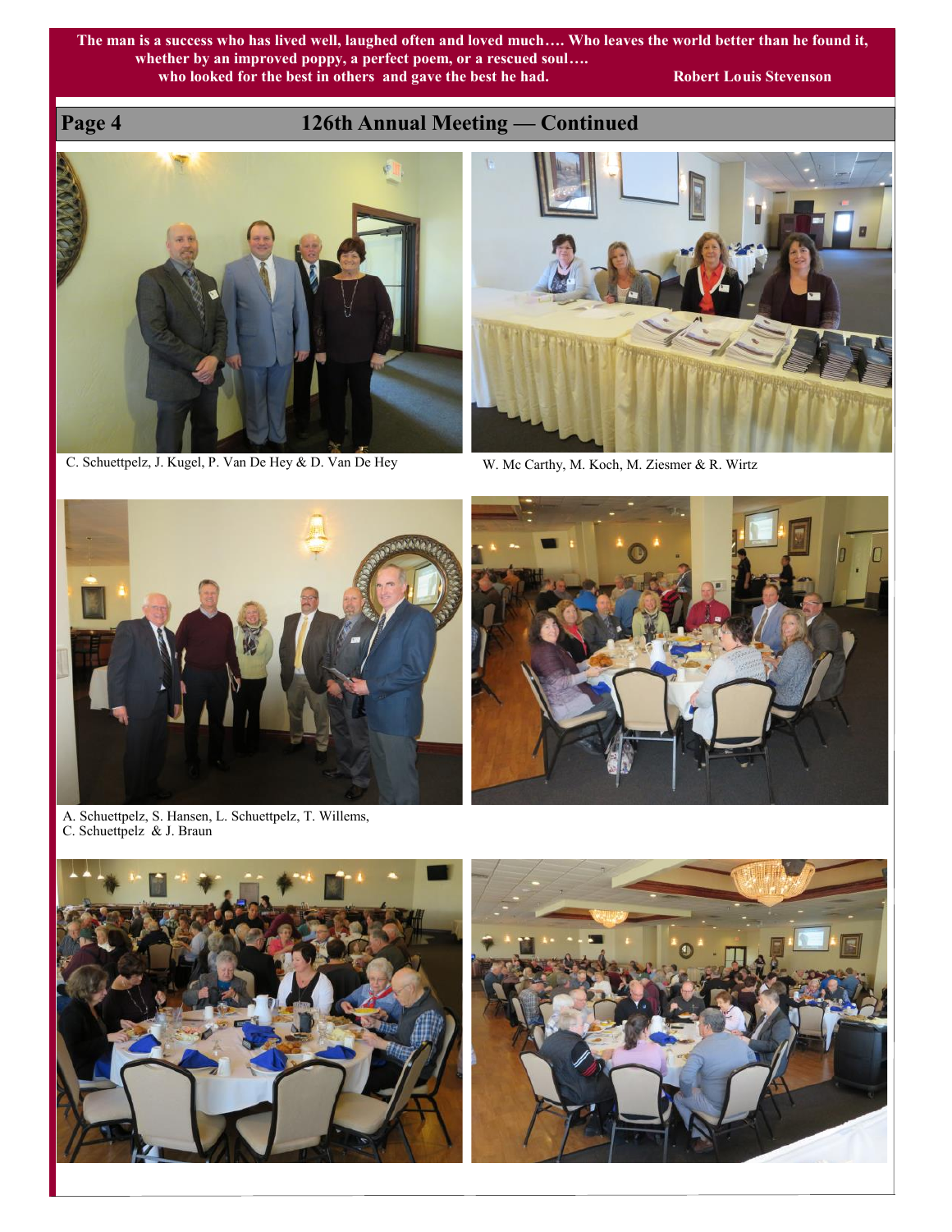The man is a success who has lived well, laughed often and loved much…. Who leaves the world better than he found it, whether by an improved poppy, a perfect poem, or a rescued soul…. who looked for the best in others and gave the best he had. Robert Louis Stevenson

## 126th Annual Meeting — Continued

C. Schuettpelz, J. Kugel, P. Van De Hey & D. Van De Hey

W. Mc Carthy, M. Koch, M. Ziesmer & R. Wirtz

A. Schuettpelz, S. Hansen, L. Schuettpelz, T. Willems, C. Schuettpelz & J. Braun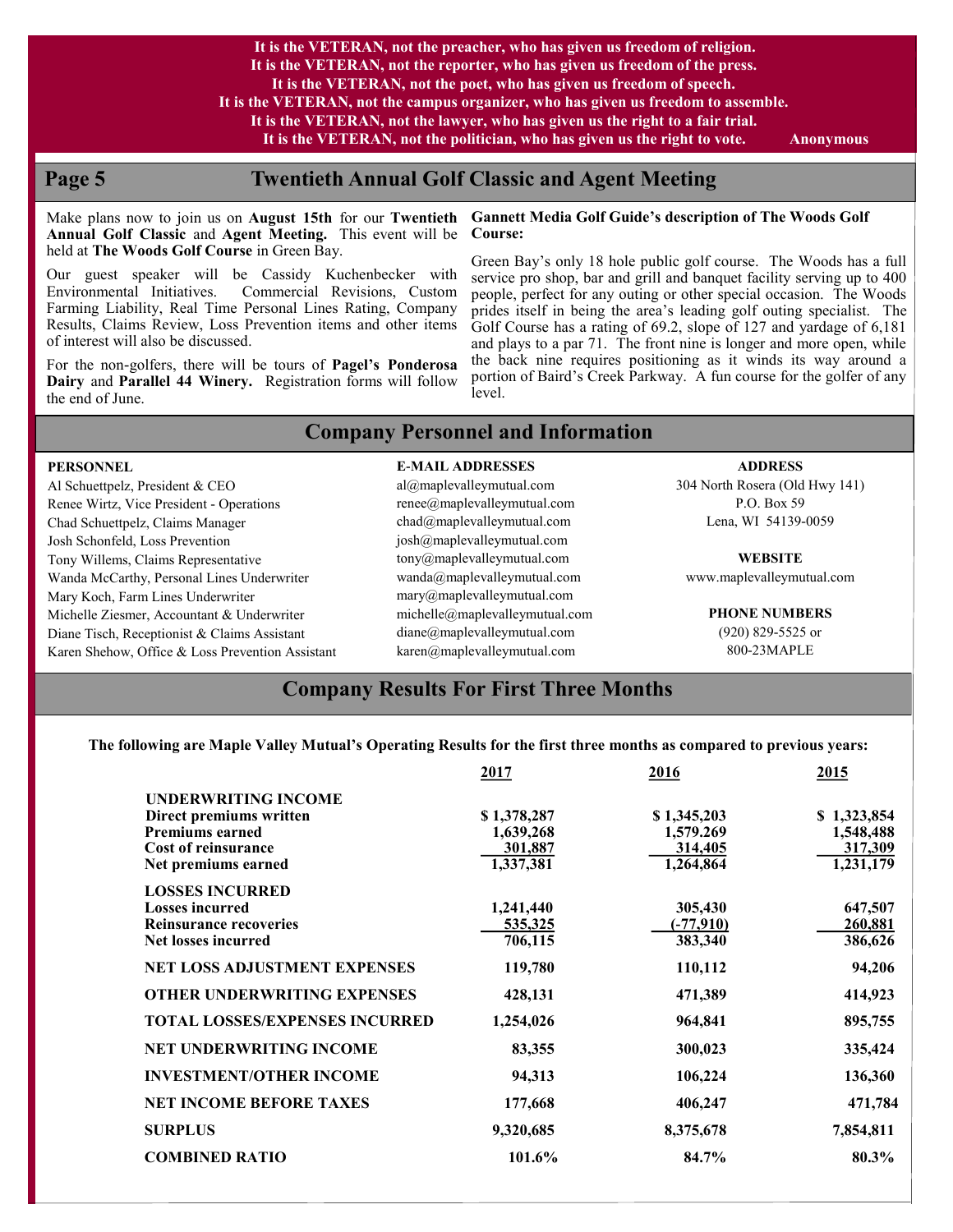**It is the VETERAN, not the preacher, who has given us freedom of religion.**
**It is the VETERAN, not the reporter, who has given us freedom of the press.**
**It is the VETERAN, not the poet, who has given us freedom of speech.**
**It is the VETERAN, not the campus organizer, who has given us freedom to assemble.**
**It is the VETERAN, not the lawyer, who has given us the right to a fair trial.**
**It is the VETERAN, not the politician, who has given us the right to vote.** **Anonymous**

## Twentieth Annual Golf Classic and Agent Meeting

Make plans now to join us on **August 15th** for our **Twentieth Annual Golf Classic** and **Agent Meeting.** This event will be held at **The Woods Golf Course** in Green Bay.

Our guest speaker will be Cassidy Kuchenbecker with Environmental Initiatives. Commercial Revisions, Custom Farming Liability, Real Time Personal Lines Rating, Company Results, Claims Review, Loss Prevention items and other items of interest will also be discussed.

For the non-golfers, there will be tours of **Pagel's Ponderosa Dairy** and **Parallel 44 Winery.** Registration forms will follow the end of June.

**Gannett Media Golf Guide's description of The Woods Golf Course:**

Green Bay's only 18 hole public golf course. The Woods has a full service pro shop, bar and grill and banquet facility serving up to 400 people, perfect for any outing or other special occasion. The Woods prides itself in being the area's leading golf outing specialist. The Golf Course has a rating of 69.2, slope of 127 and yardage of 6,181 and plays to a par 71. The front nine is longer and more open, while the back nine requires positioning as it winds its way around a portion of Baird's Creek Parkway. A fun course for the golfer of any level.

## Company Personnel and Information

| PERSONNEL | E-MAIL ADDRESSES |
|---|---|
| Al Schuettpelz, President & CEO | al@maplevalleymutual.com |
| Renee Wirtz, Vice President - Operations | renee@maplevalleymutual.com |
| Chad Schuettpelz, Claims Manager | chad@maplevalleymutual.com |
| Josh Schonfeld, Loss Prevention | josh@maplevalleymutual.com |
| Tony Willems, Claims Representative | tony@maplevalleymutual.com |
| Wanda McCarthy, Personal Lines Underwriter | wanda@maplevalleymutual.com |
| Mary Koch, Farm Lines Underwriter | mary@maplevalleymutual.com |
| Michelle Ziesmer, Accountant & Underwriter | michelle@maplevalleymutual.com |
| Diane Tisch, Receptionist & Claims Assistant | diane@maplevalleymutual.com |
| Karen Shehow, Office & Loss Prevention Assistant | karen@maplevalleymutual.com |

**ADDRESS**
304 North Rosera (Old Hwy 141)
P.O. Box 59
Lena, WI 54139-0059

**WEBSITE**
www.maplevalleymutual.com

**PHONE NUMBERS**
(920) 829-5525 or
800-23MAPLE

## Company Results For First Three Months

**The following are Maple Valley Mutual's Operating Results for the first three months as compared to previous years:**

| | 2017 | 2016 | 2015 |
|---|---|---|---|
| **UNDERWRITING INCOME** | | | |
| **Direct premiums written** | $ 1,378,287 | $ 1,345,203 | $ 1,323,854 |
| **Premiums earned** | 1,639,268 | 1,579.269 | 1,548,488 |
| **Cost of reinsurance** | 301,887 | 314,405 | 317,309 |
| **Net premiums earned** | 1,337,381 | 1,264,864 | 1,231,179 |
| **LOSSES INCURRED** | | | |
| **Losses incurred** | 1,241,440 | 305,430 | 647,507 |
| **Reinsurance recoveries** | 535,325 | (-77,910) | 260,881 |
| **Net losses incurred** | 706,115 | 383,340 | 386,626 |
| **NET LOSS ADJUSTMENT EXPENSES** | 119,780 | 110,112 | 94,206 |
| **OTHER UNDERWRITING EXPENSES** | 428,131 | 471,389 | 414,923 |
| **TOTAL LOSSES/EXPENSES INCURRED** | 1,254,026 | 964,841 | 895,755 |
| **NET UNDERWRITING INCOME** | 83,355 | 300,023 | 335,424 |
| **INVESTMENT/OTHER INCOME** | 94,313 | 106,224 | 136,360 |
| **NET INCOME BEFORE TAXES** | 177,668 | 406,247 | 471,784 |
| **SURPLUS** | 9,320,685 | 8,375,678 | 7,854,811 |
| **COMBINED RATIO** | 101.6% | 84.7% | 80.3% |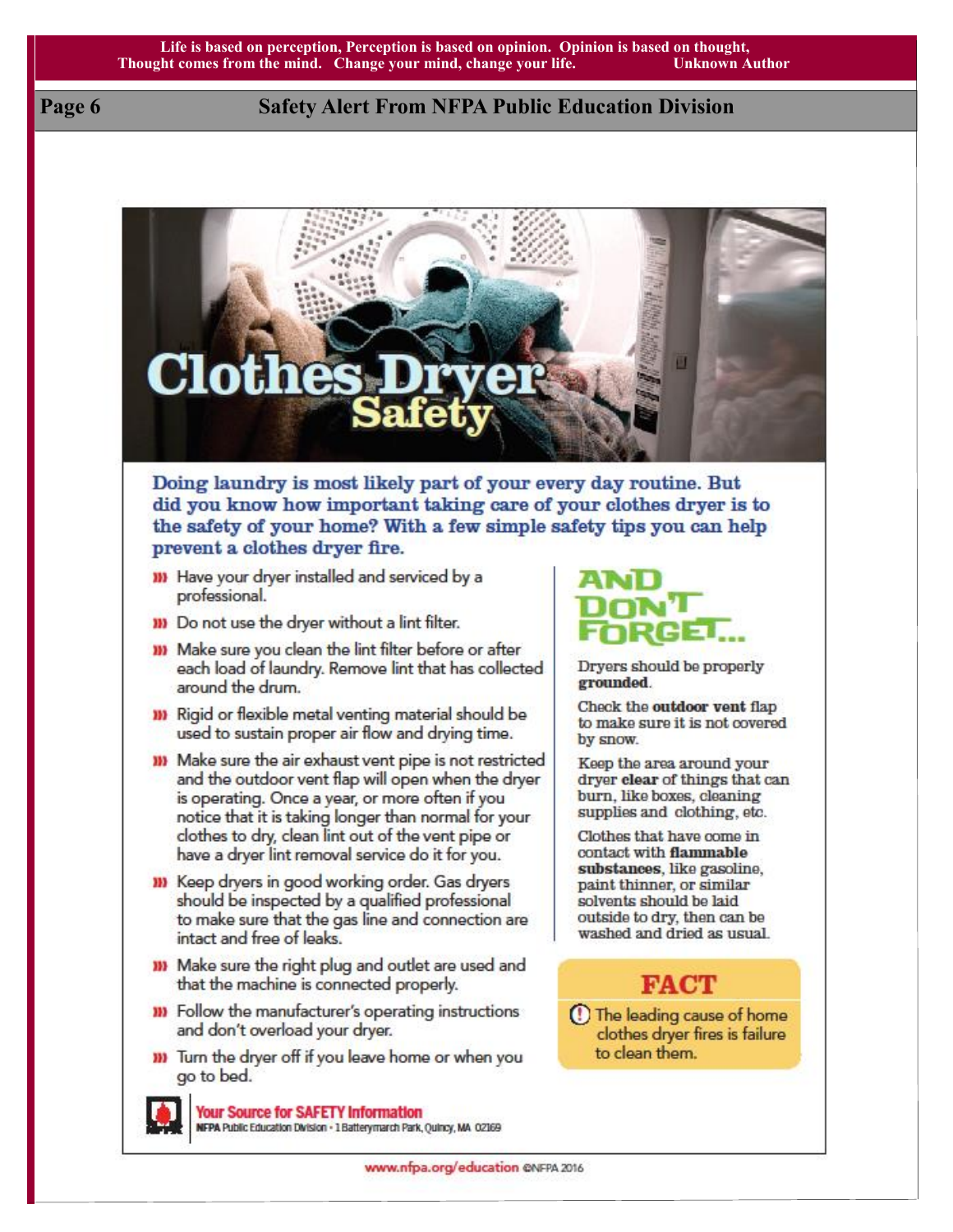Life is based on perception, Perception is based on opinion. Opinion is based on thought, Thought comes from the mind. Change your mind, change your life. Unknown Author

## Safety Alert From NFPA Public Education Division

# Clothes Dryer Safety

**Doing laundry is most likely part of your every day routine. But did you know how important taking care of your clothes dryer is to the safety of your home? With a few simple safety tips you can help prevent a clothes dryer fire.**

- Have your dryer installed and serviced by a professional.
- Do not use the dryer without a lint filter.
- Make sure you clean the lint filter before or after each load of laundry. Remove lint that has collected around the drum.
- Rigid or flexible metal venting material should be used to sustain proper air flow and drying time.
- Make sure the air exhaust vent pipe is not restricted and the outdoor vent flap will open when the dryer is operating. Once a year, or more often if you notice that it is taking longer than normal for your clothes to dry, clean lint out of the vent pipe or have a dryer lint removal service do it for you.
- Keep dryers in good working order. Gas dryers should be inspected by a qualified professional to make sure that the gas line and connection are intact and free of leaks.
- Make sure the right plug and outlet are used and that the machine is connected properly.
- Follow the manufacturer's operating instructions and don't overload your dryer.
- Turn the dryer off if you leave home or when you go to bed.

### AND DON'T FORGET...

Dryers should be properly **grounded**.

Check the **outdoor vent** flap to make sure it is not covered by snow.

Keep the area around your dryer **clear** of things that can burn, like boxes, cleaning supplies and clothing, etc.

Clothes that have come in contact with **flammable substances**, like gasoline, paint thinner, or similar solvents should be laid outside to dry, then can be washed and dried as usual.

### FACT

The leading cause of home clothes dryer fires is failure to clean them.

**Your Source for SAFETY Information**

NFPA Public Education Division • 1 Batterymarch Park, Quincy, MA 02169

www.nfpa.org/education ©NFPA 2016